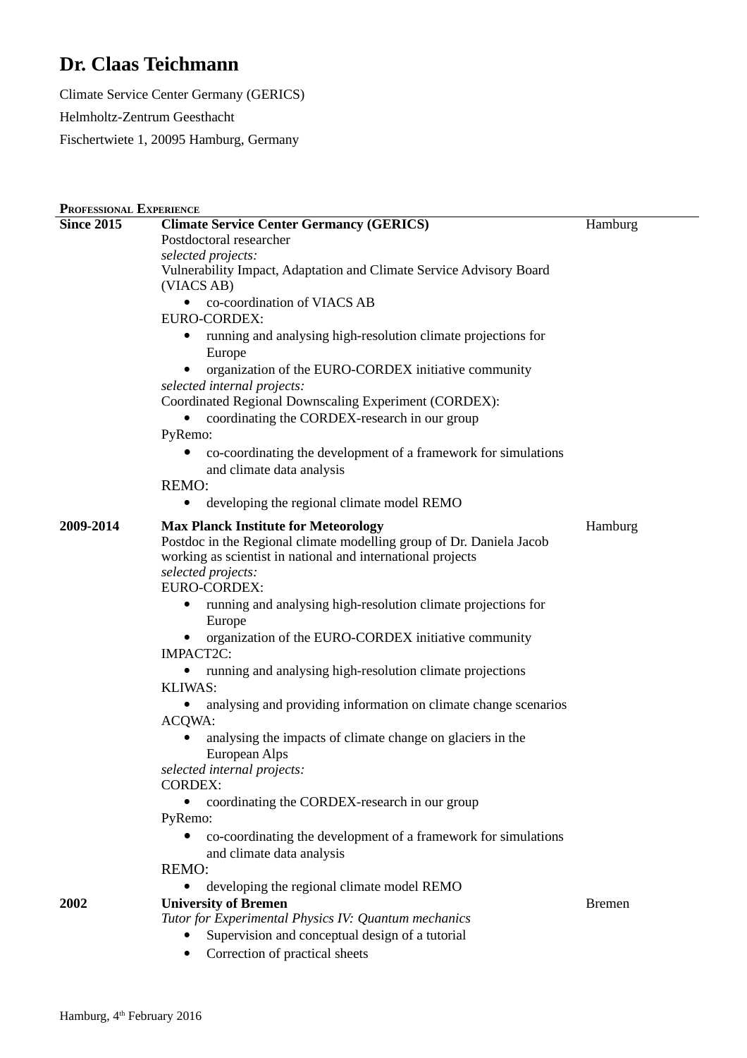# Dr. Claas Teichmann

Climate Service Center Germany (GERICS)

Helmholtz-Zentrum Geesthacht

Fischertwiete 1, 20095 Hamburg, Germany

## Professional Experience

**Since 2015** — **Climate Service Center Germany (GERICS)** — Hamburg

Postdoctoral researcher

*selected projects:*

Vulnerability Impact, Adaptation and Climate Service Advisory Board (VIACS AB)

- co-coordination of VIACS AB

EURO-CORDEX:

- running and analysing high-resolution climate projections for Europe
- organization of the EURO-CORDEX initiative community

*selected internal projects:*

Coordinated Regional Downscaling Experiment (CORDEX):

- coordinating the CORDEX-research in our group

PyRemo:

- co-coordinating the development of a framework for simulations and climate data analysis

REMO:

- developing the regional climate model REMO

**2009-2014** — **Max Planck Institute for Meteorology** — Hamburg

Postdoc in the Regional climate modelling group of Dr. Daniela Jacob working as scientist in national and international projects

*selected projects:*

EURO-CORDEX:

- running and analysing high-resolution climate projections for Europe
- organization of the EURO-CORDEX initiative community

IMPACT2C:

- running and analysing high-resolution climate projections

KLIWAS:

- analysing and providing information on climate change scenarios

ACQWA:

- analysing the impacts of climate change on glaciers in the European Alps

*selected internal projects:*

CORDEX:

- coordinating the CORDEX-research in our group

PyRemo:

- co-coordinating the development of a framework for simulations and climate data analysis

REMO:

- developing the regional climate model REMO

**2002** — **University of Bremen** — Bremen

*Tutor for Experimental Physics IV: Quantum mechanics*

- Supervision and conceptual design of a tutorial
- Correction of practical sheets

Hamburg, 4th February 2016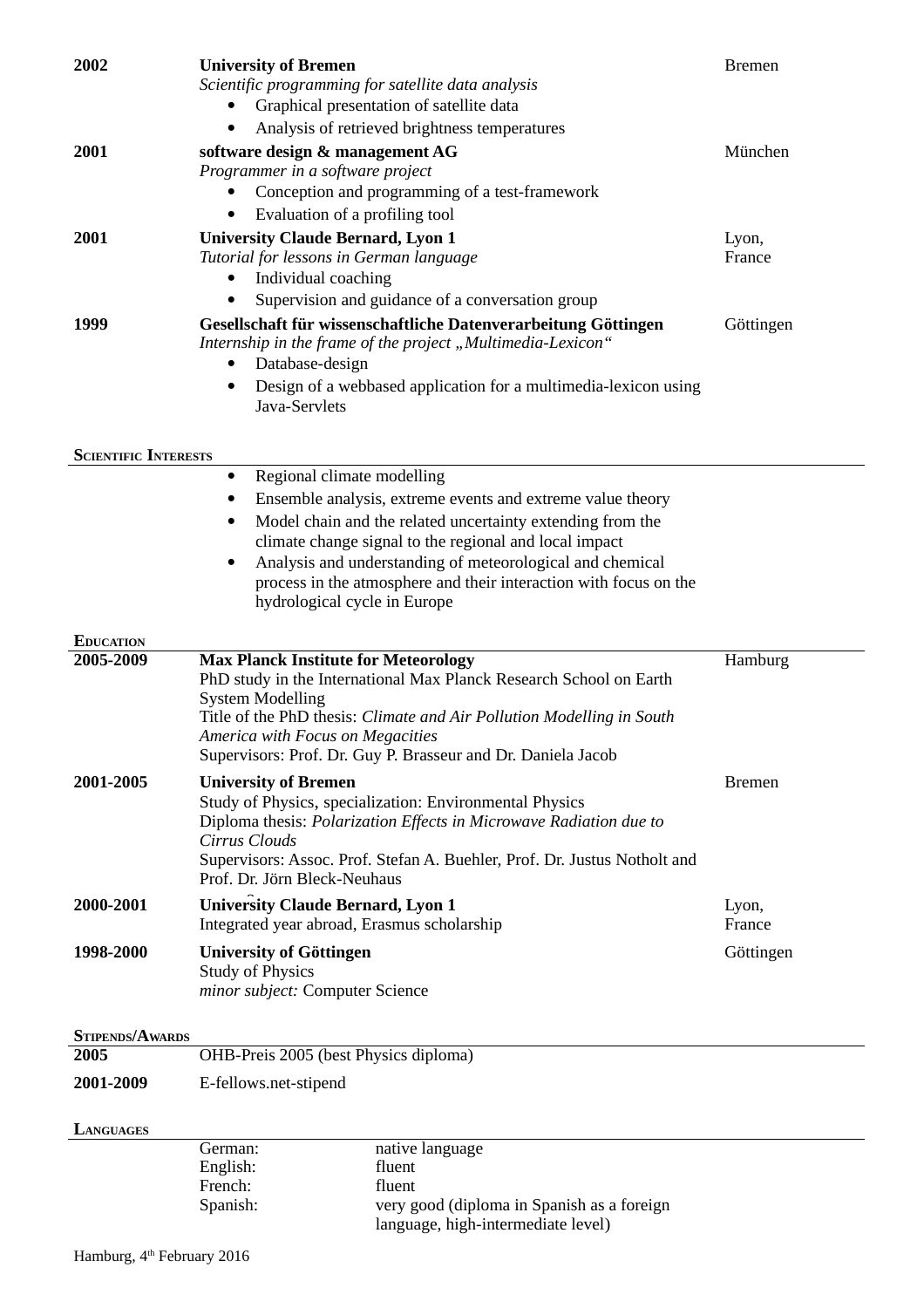**2002** — **University of Bremen** — Bremen
*Scientific programming for satellite data analysis*

- Graphical presentation of satellite data
- Analysis of retrieved brightness temperatures

**2001** — **software design & management AG** — München
*Programmer in a software project*

- Conception and programming of a test-framework
- Evaluation of a profiling tool

**2001** — **University Claude Bernard, Lyon 1** — Lyon, France
*Tutorial for lessons in German language*

- Individual coaching
- Supervision and guidance of a conversation group

**1999** — **Gesellschaft für wissenschaftliche Datenverarbeitung Göttingen** — Göttingen
*Internship in the frame of the project „Multimedia-Lexicon“*

- Database-design
- Design of a webbased application for a multimedia-lexicon using Java-Servlets

## Scientific Interests

- Regional climate modelling
- Ensemble analysis, extreme events and extreme value theory
- Model chain and the related uncertainty extending from the climate change signal to the regional and local impact
- Analysis and understanding of meteorological and chemical process in the atmosphere and their interaction with focus on the hydrological cycle in Europe

## Education

**2005-2009** — **Max Planck Institute for Meteorology** — Hamburg
PhD study in the International Max Planck Research School on Earth System Modelling
Title of the PhD thesis: *Climate and Air Pollution Modelling in South America with Focus on Megacities*
Supervisors: Prof. Dr. Guy P. Brasseur and Dr. Daniela Jacob

**2001-2005** — **University of Bremen** — Bremen
Study of Physics, specialization: Environmental Physics
Diploma thesis: *Polarization Effects in Microwave Radiation due to Cirrus Clouds*
Supervisors: Assoc. Prof. Stefan A. Buehler, Prof. Dr. Justus Notholt and Prof. Dr. Jörn Bleck-Neuhaus

**2000-2001** — **University Claude Bernard, Lyon 1** — Lyon, France
Integrated year abroad, Erasmus scholarship

**1998-2000** — **University of Göttingen** — Göttingen
Study of Physics
*minor subject:* Computer Science

## Stipends/Awards

**2005** — OHB-Preis 2005 (best Physics diploma)

**2001-2009** — E-fellows.net-stipend

## Languages

| | |
|---|---|
| German: | native language |
| English: | fluent |
| French: | fluent |
| Spanish: | very good (diploma in Spanish as a foreign language, high-intermediate level) |

Hamburg, 4th February 2016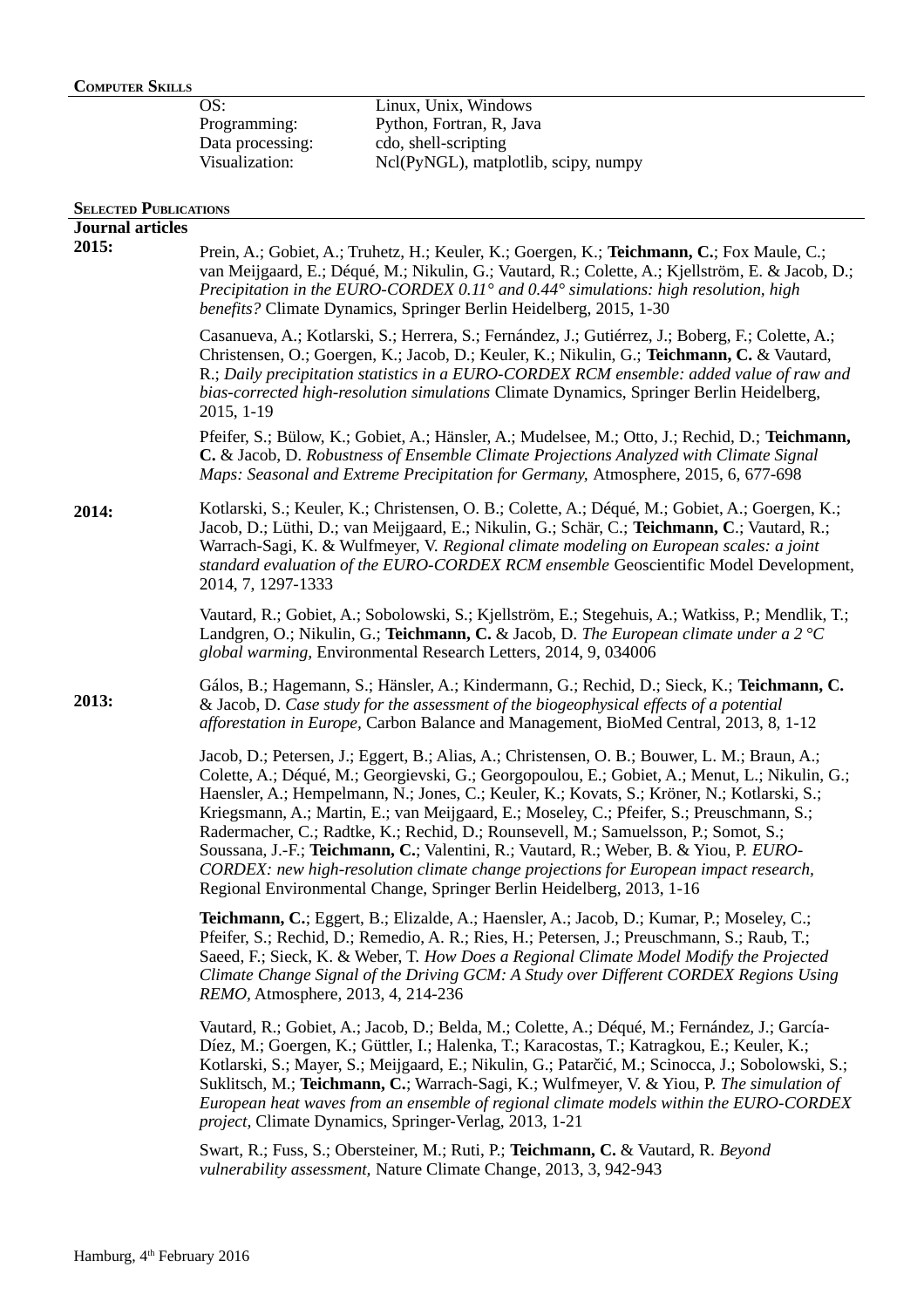## Computer Skills

| | |
|---|---|
| OS: | Linux, Unix, Windows |
| Programming: | Python, Fortran, R, Java |
| Data processing: | cdo, shell-scripting |
| Visualization: | Ncl(PyNGL), matplotlib, scipy, numpy |

## Selected Publications

### Journal articles

**2015:**

Prein, A.; Gobiet, A.; Truhetz, H.; Keuler, K.; Goergen, K.; **Teichmann, C.**; Fox Maule, C.; van Meijgaard, E.; Déqué, M.; Nikulin, G.; Vautard, R.; Colette, A.; Kjellström, E. & Jacob, D.; *Precipitation in the EURO-CORDEX 0.11° and 0.44° simulations: high resolution, high benefits?* Climate Dynamics, Springer Berlin Heidelberg, 2015, 1-30

Casanueva, A.; Kotlarski, S.; Herrera, S.; Fernández, J.; Gutiérrez, J.; Boberg, F.; Colette, A.; Christensen, O.; Goergen, K.; Jacob, D.; Keuler, K.; Nikulin, G.; **Teichmann, C.** & Vautard, R.; *Daily precipitation statistics in a EURO-CORDEX RCM ensemble: added value of raw and bias-corrected high-resolution simulations* Climate Dynamics, Springer Berlin Heidelberg, 2015, 1-19

Pfeifer, S.; Bülow, K.; Gobiet, A.; Hänsler, A.; Mudelsee, M.; Otto, J.; Rechid, D.; **Teichmann, C.** & Jacob, D. *Robustness of Ensemble Climate Projections Analyzed with Climate Signal Maps: Seasonal and Extreme Precipitation for Germany,* Atmosphere, 2015, 6, 677-698

**2014:**

Kotlarski, S.; Keuler, K.; Christensen, O. B.; Colette, A.; Déqué, M.; Gobiet, A.; Goergen, K.; Jacob, D.; Lüthi, D.; van Meijgaard, E.; Nikulin, G.; Schär, C.; **Teichmann, C**.; Vautard, R.; Warrach-Sagi, K. & Wulfmeyer, V. *Regional climate modeling on European scales: a joint standard evaluation of the EURO-CORDEX RCM ensemble* Geoscientific Model Development, 2014, 7, 1297-1333

Vautard, R.; Gobiet, A.; Sobolowski, S.; Kjellström, E.; Stegehuis, A.; Watkiss, P.; Mendlik, T.; Landgren, O.; Nikulin, G.; **Teichmann, C.** & Jacob, D. *The European climate under a 2 °C global warming,* Environmental Research Letters, 2014, 9, 034006

**2013:**

Gálos, B.; Hagemann, S.; Hänsler, A.; Kindermann, G.; Rechid, D.; Sieck, K.; **Teichmann, C.** & Jacob, D. *Case study for the assessment of the biogeophysical effects of a potential afforestation in Europe,* Carbon Balance and Management, BioMed Central, 2013, 8, 1-12

Jacob, D.; Petersen, J.; Eggert, B.; Alias, A.; Christensen, O. B.; Bouwer, L. M.; Braun, A.; Colette, A.; Déqué, M.; Georgievski, G.; Georgopoulou, E.; Gobiet, A.; Menut, L.; Nikulin, G.; Haensler, A.; Hempelmann, N.; Jones, C.; Keuler, K.; Kovats, S.; Kröner, N.; Kotlarski, S.; Kriegsmann, A.; Martin, E.; van Meijgaard, E.; Moseley, C.; Pfeifer, S.; Preuschmann, S.; Radermacher, C.; Radtke, K.; Rechid, D.; Rounsevell, M.; Samuelsson, P.; Somot, S.; Soussana, J.-F.; **Teichmann, C.**; Valentini, R.; Vautard, R.; Weber, B. & Yiou, P. *EURO-CORDEX: new high-resolution climate change projections for European impact research*, Regional Environmental Change, Springer Berlin Heidelberg, 2013, 1-16

**Teichmann, C.**; Eggert, B.; Elizalde, A.; Haensler, A.; Jacob, D.; Kumar, P.; Moseley, C.; Pfeifer, S.; Rechid, D.; Remedio, A. R.; Ries, H.; Petersen, J.; Preuschmann, S.; Raub, T.; Saeed, F.; Sieck, K. & Weber, T. *How Does a Regional Climate Model Modify the Projected Climate Change Signal of the Driving GCM: A Study over Different CORDEX Regions Using REMO,* Atmosphere, 2013, 4, 214-236

Vautard, R.; Gobiet, A.; Jacob, D.; Belda, M.; Colette, A.; Déqué, M.; Fernández, J.; García-Díez, M.; Goergen, K.; Güttler, I.; Halenka, T.; Karacostas, T.; Katragkou, E.; Keuler, K.; Kotlarski, S.; Mayer, S.; Meijgaard, E.; Nikulin, G.; Patarčić, M.; Scinocca, J.; Sobolowski, S.; Suklitsch, M.; **Teichmann, C.**; Warrach-Sagi, K.; Wulfmeyer, V. & Yiou, P. *The simulation of European heat waves from an ensemble of regional climate models within the EURO-CORDEX project,* Climate Dynamics, Springer-Verlag, 2013, 1-21

Swart, R.; Fuss, S.; Obersteiner, M.; Ruti, P.; **Teichmann, C.** & Vautard, R. *Beyond vulnerability assessment,* Nature Climate Change, 2013, 3, 942-943

Hamburg, 4th February 2016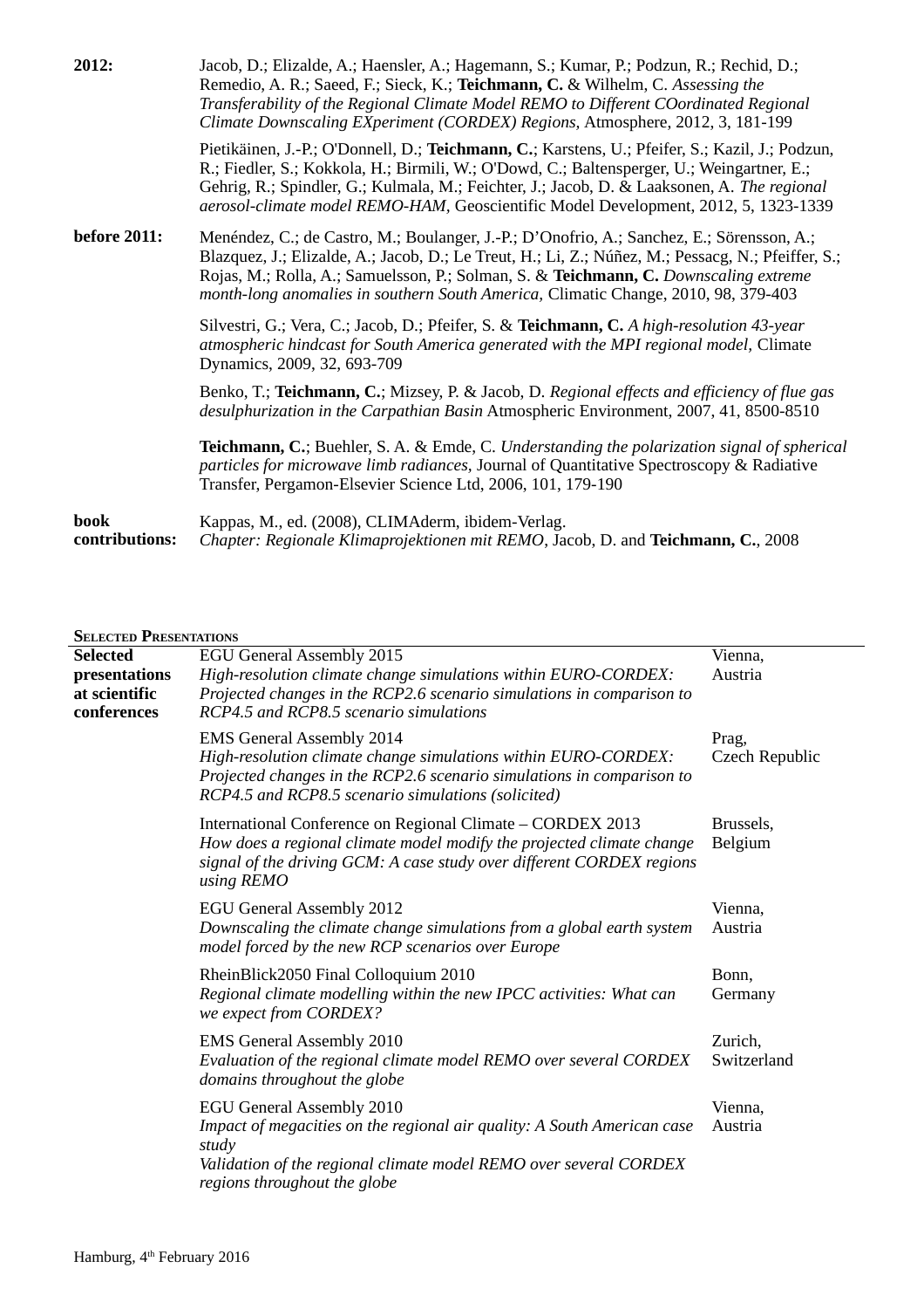| | |
|---|---|
| **2012:** | Jacob, D.; Elizalde, A.; Haensler, A.; Hagemann, S.; Kumar, P.; Podzun, R.; Rechid, D.; Remedio, A. R.; Saeed, F.; Sieck, K.; **Teichmann, C.** & Wilhelm, C. *Assessing the Transferability of the Regional Climate Model REMO to Different COordinated Regional Climate Downscaling EXperiment (CORDEX) Regions,* Atmosphere, 2012, 3, 181-199 |
| | Pietikäinen, J.-P.; O'Donnell, D.; **Teichmann, C.**; Karstens, U.; Pfeifer, S.; Kazil, J.; Podzun, R.; Fiedler, S.; Kokkola, H.; Birmili, W.; O'Dowd, C.; Baltensperger, U.; Weingartner, E.; Gehrig, R.; Spindler, G.; Kulmala, M.; Feichter, J.; Jacob, D. & Laaksonen, A. *The regional aerosol-climate model REMO-HAM,* Geoscientific Model Development, 2012, 5, 1323-1339 |
| **before 2011:** | Menéndez, C.; de Castro, M.; Boulanger, J.-P.; D'Onofrio, A.; Sanchez, E.; Sörensson, A.; Blazquez, J.; Elizalde, A.; Jacob, D.; Le Treut, H.; Li, Z.; Núñez, M.; Pessacg, N.; Pfeiffer, S.; Rojas, M.; Rolla, A.; Samuelsson, P.; Solman, S. & **Teichmann, C.** *Downscaling extreme month-long anomalies in southern South America,* Climatic Change, 2010, 98, 379-403 |
| | Silvestri, G.; Vera, C.; Jacob, D.; Pfeifer, S. & **Teichmann, C.** *A high-resolution 43-year atmospheric hindcast for South America generated with the MPI regional model,* Climate Dynamics, 2009, 32, 693-709 |
| | Benko, T.; **Teichmann, C.**; Mizsey, P. & Jacob, D. *Regional effects and efficiency of flue gas desulphurization in the Carpathian Basin* Atmospheric Environment, 2007, 41, 8500-8510 |
| | **Teichmann, C.**; Buehler, S. A. & Emde, C. *Understanding the polarization signal of spherical particles for microwave limb radiances,* Journal of Quantitative Spectroscopy & Radiative Transfer, Pergamon-Elsevier Science Ltd, 2006, 101, 179-190 |
| **book contributions:** | Kappas, M., ed. (2008), CLIMAderm, ibidem-Verlag. *Chapter: Regionale Klimaprojektionen mit REMO,* Jacob, D. and **Teichmann, C.**, 2008 |

## Selected Presentations

| | | |
|---|---|---|
| **Selected presentations at scientific conferences** | EGU General Assembly 2015 *High-resolution climate change simulations within EURO-CORDEX: Projected changes in the RCP2.6 scenario simulations in comparison to RCP4.5 and RCP8.5 scenario simulations* | Vienna, Austria |
| | EMS General Assembly 2014 *High-resolution climate change simulations within EURO-CORDEX: Projected changes in the RCP2.6 scenario simulations in comparison to RCP4.5 and RCP8.5 scenario simulations (solicited)* | Prag, Czech Republic |
| | International Conference on Regional Climate – CORDEX 2013 *How does a regional climate model modify the projected climate change signal of the driving GCM: A case study over different CORDEX regions using REMO* | Brussels, Belgium |
| | EGU General Assembly 2012 *Downscaling the climate change simulations from a global earth system model forced by the new RCP scenarios over Europe* | Vienna, Austria |
| | RheinBlick2050 Final Colloquium 2010 *Regional climate modelling within the new IPCC activities: What can we expect from CORDEX?* | Bonn, Germany |
| | EMS General Assembly 2010 *Evaluation of the regional climate model REMO over several CORDEX domains throughout the globe* | Zurich, Switzerland |
| | EGU General Assembly 2010 *Impact of megacities on the regional air quality: A South American case study* *Validation of the regional climate model REMO over several CORDEX regions throughout the globe* | Vienna, Austria |

Hamburg, 4th February 2016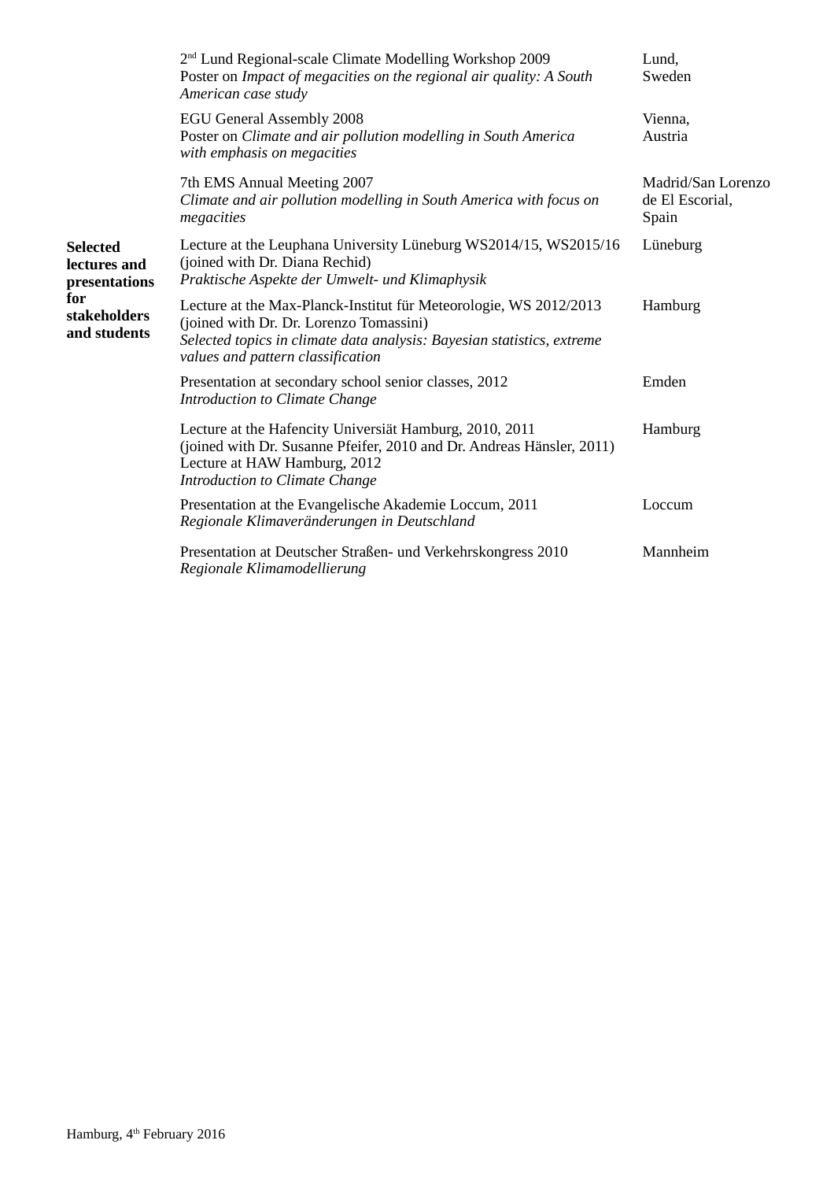| | | |
|---|---|---|
| | 2nd Lund Regional-scale Climate Modelling Workshop 2009<br>Poster on *Impact of megacities on the regional air quality: A South American case study* | Lund, Sweden |
| | EGU General Assembly 2008<br>Poster on *Climate and air pollution modelling in South America with emphasis on megacities* | Vienna, Austria |
| | 7th EMS Annual Meeting 2007<br>*Climate and air pollution modelling in South America with focus on megacities* | Madrid/San Lorenzo de El Escorial, Spain |
| **Selected lectures and presentations for stakeholders and students** | Lecture at the Leuphana University Lüneburg WS2014/15, WS2015/16 (joined with Dr. Diana Rechid)<br>*Praktische Aspekte der Umwelt- und Klimaphysik* | Lüneburg |
| | Lecture at the Max-Planck-Institut für Meteorologie, WS 2012/2013 (joined with Dr. Dr. Lorenzo Tomassini)<br>*Selected topics in climate data analysis: Bayesian statistics, extreme values and pattern classification* | Hamburg |
| | Presentation at secondary school senior classes, 2012<br>*Introduction to Climate Change* | Emden |
| | Lecture at the Hafencity Universiät Hamburg, 2010, 2011 (joined with Dr. Susanne Pfeifer, 2010 and Dr. Andreas Hänsler, 2011)<br>Lecture at HAW Hamburg, 2012<br>*Introduction to Climate Change* | Hamburg |
| | Presentation at the Evangelische Akademie Loccum, 2011<br>*Regionale Klimaveränderungen in Deutschland* | Loccum |
| | Presentation at Deutscher Straßen- und Verkehrskongress 2010<br>*Regionale Klimamodellierung* | Mannheim |

Hamburg, 4th February 2016